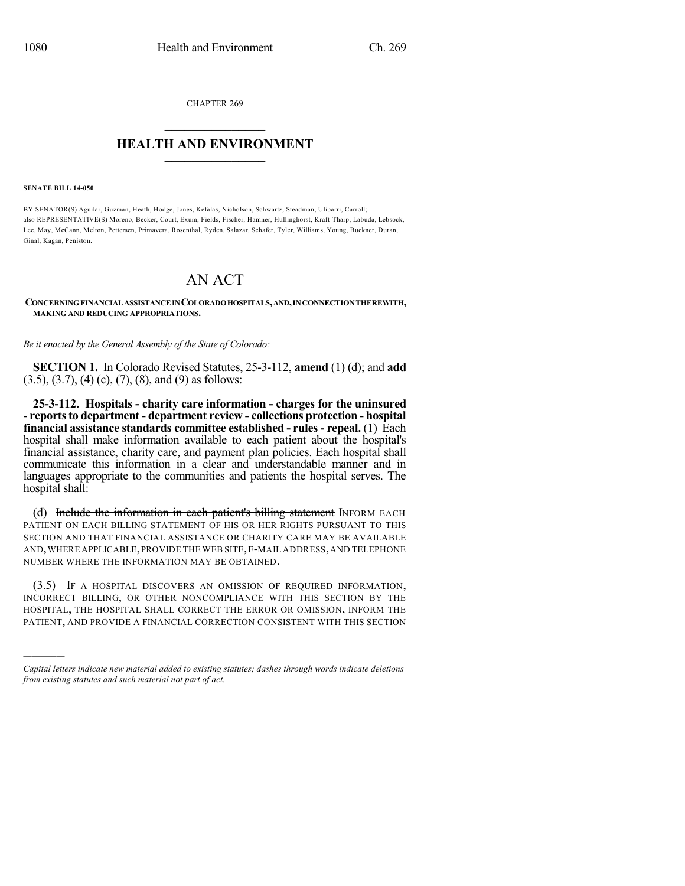CHAPTER 269

# HEALTH AND ENVIRONMENT

**SENATE BILL 14-050**

BY SENATOR(S) Aguilar, Guzman, Heath, Hodge, Jones, Kefalas, Nicholson, Schwartz, Steadman, Ulibarri, Carroll;
also REPRESENTATIVE(S) Moreno, Becker, Court, Exum, Fields, Fischer, Hamner, Hullinghorst, Kraft-Tharp, Labuda, Lebsock, Lee, May, McCann, Melton, Pettersen, Primavera, Rosenthal, Ryden, Salazar, Schafer, Tyler, Williams, Young, Buckner, Duran, Ginal, Kagan, Peniston.

# AN ACT

**CONCERNING FINANCIAL ASSISTANCE IN COLORADO HOSPITALS, AND, IN CONNECTION THEREWITH, MAKING AND REDUCING APPROPRIATIONS.**

*Be it enacted by the General Assembly of the State of Colorado:*

**SECTION 1.** In Colorado Revised Statutes, 25-3-112, **amend** (1) (d); and **add** (3.5), (3.7), (4) (c), (7), (8), and (9) as follows:

**25-3-112. Hospitals - charity care information - charges for the uninsured - reports to department - department review - collections protection - hospital financial assistance standards committee established - rules - repeal.** (1) Each hospital shall make information available to each patient about the hospital's financial assistance, charity care, and payment plan policies. Each hospital shall communicate this information in a clear and understandable manner and in languages appropriate to the communities and patients the hospital serves. The hospital shall:

(d) ~~Include the information in each patient's billing statement~~ INFORM EACH PATIENT ON EACH BILLING STATEMENT OF HIS OR HER RIGHTS PURSUANT TO THIS SECTION AND THAT FINANCIAL ASSISTANCE OR CHARITY CARE MAY BE AVAILABLE AND, WHERE APPLICABLE, PROVIDE THE WEB SITE, E-MAIL ADDRESS, AND TELEPHONE NUMBER WHERE THE INFORMATION MAY BE OBTAINED.

(3.5) IF A HOSPITAL DISCOVERS AN OMISSION OF REQUIRED INFORMATION, INCORRECT BILLING, OR OTHER NONCOMPLIANCE WITH THIS SECTION BY THE HOSPITAL, THE HOSPITAL SHALL CORRECT THE ERROR OR OMISSION, INFORM THE PATIENT, AND PROVIDE A FINANCIAL CORRECTION CONSISTENT WITH THIS SECTION

---

*Capital letters indicate new material added to existing statutes; dashes through words indicate deletions from existing statutes and such material not part of act.*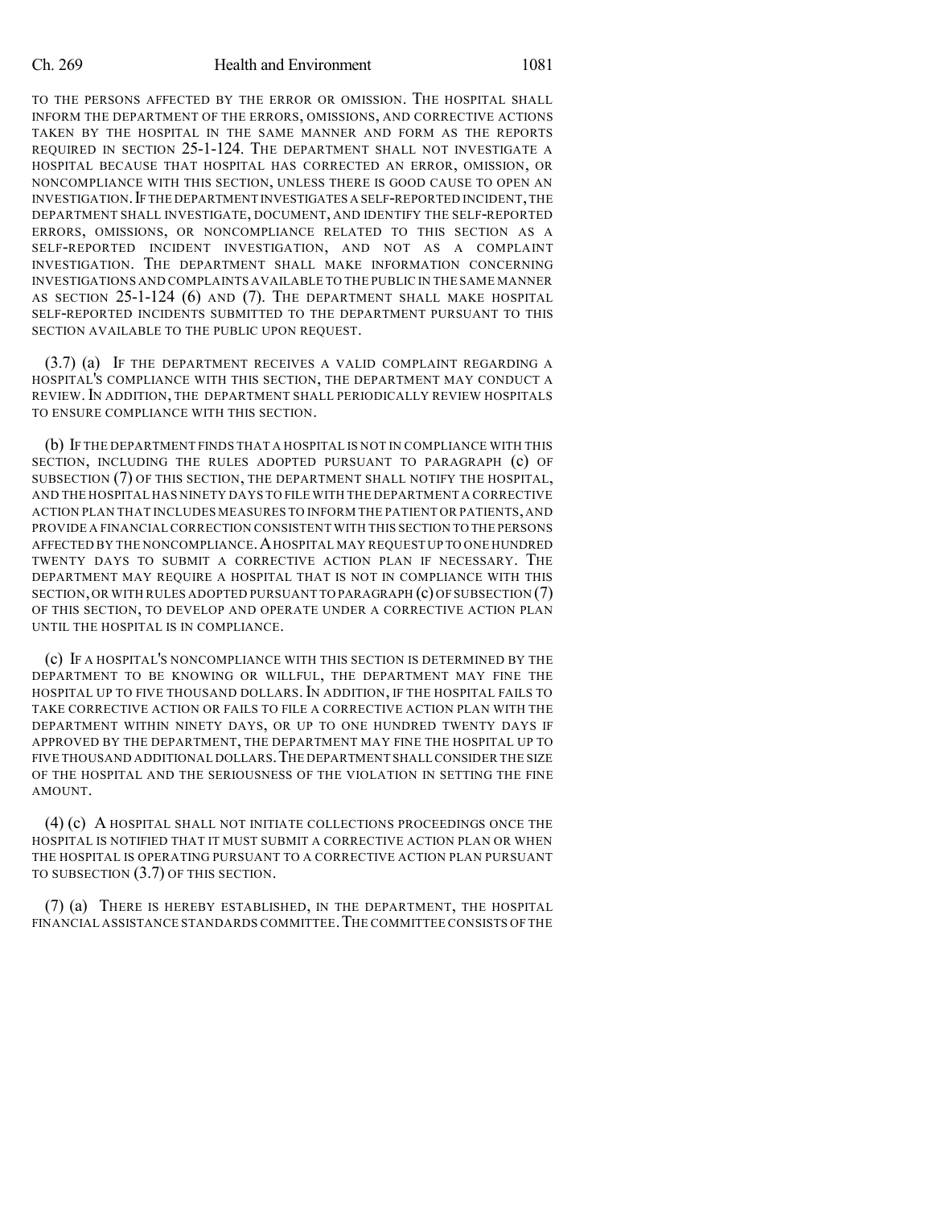TO THE PERSONS AFFECTED BY THE ERROR OR OMISSION. THE HOSPITAL SHALL INFORM THE DEPARTMENT OF THE ERRORS, OMISSIONS, AND CORRECTIVE ACTIONS TAKEN BY THE HOSPITAL IN THE SAME MANNER AND FORM AS THE REPORTS REQUIRED IN SECTION 25-1-124. THE DEPARTMENT SHALL NOT INVESTIGATE A HOSPITAL BECAUSE THAT HOSPITAL HAS CORRECTED AN ERROR, OMISSION, OR NONCOMPLIANCE WITH THIS SECTION, UNLESS THERE IS GOOD CAUSE TO OPEN AN INVESTIGATION. IF THE DEPARTMENT INVESTIGATES A SELF-REPORTED INCIDENT, THE DEPARTMENT SHALL INVESTIGATE, DOCUMENT, AND IDENTIFY THE SELF-REPORTED ERRORS, OMISSIONS, OR NONCOMPLIANCE RELATED TO THIS SECTION AS A SELF-REPORTED INCIDENT INVESTIGATION, AND NOT AS A COMPLAINT INVESTIGATION. THE DEPARTMENT SHALL MAKE INFORMATION CONCERNING INVESTIGATIONS AND COMPLAINTS AVAILABLE TO THE PUBLIC IN THE SAME MANNER AS SECTION 25-1-124 (6) AND (7). THE DEPARTMENT SHALL MAKE HOSPITAL SELF-REPORTED INCIDENTS SUBMITTED TO THE DEPARTMENT PURSUANT TO THIS SECTION AVAILABLE TO THE PUBLIC UPON REQUEST.

(3.7) (a) IF THE DEPARTMENT RECEIVES A VALID COMPLAINT REGARDING A HOSPITAL'S COMPLIANCE WITH THIS SECTION, THE DEPARTMENT MAY CONDUCT A REVIEW. IN ADDITION, THE DEPARTMENT SHALL PERIODICALLY REVIEW HOSPITALS TO ENSURE COMPLIANCE WITH THIS SECTION.

(b) IF THE DEPARTMENT FINDS THAT A HOSPITAL IS NOT IN COMPLIANCE WITH THIS SECTION, INCLUDING THE RULES ADOPTED PURSUANT TO PARAGRAPH (c) OF SUBSECTION (7) OF THIS SECTION, THE DEPARTMENT SHALL NOTIFY THE HOSPITAL, AND THE HOSPITAL HAS NINETY DAYS TO FILE WITH THE DEPARTMENT A CORRECTIVE ACTION PLAN THAT INCLUDES MEASURES TO INFORM THE PATIENT OR PATIENTS, AND PROVIDE A FINANCIAL CORRECTION CONSISTENT WITH THIS SECTION TO THE PERSONS AFFECTED BY THE NONCOMPLIANCE. A HOSPITAL MAY REQUEST UP TO ONE HUNDRED TWENTY DAYS TO SUBMIT A CORRECTIVE ACTION PLAN IF NECESSARY. THE DEPARTMENT MAY REQUIRE A HOSPITAL THAT IS NOT IN COMPLIANCE WITH THIS SECTION, OR WITH RULES ADOPTED PURSUANT TO PARAGRAPH (c) OF SUBSECTION (7) OF THIS SECTION, TO DEVELOP AND OPERATE UNDER A CORRECTIVE ACTION PLAN UNTIL THE HOSPITAL IS IN COMPLIANCE.

(c) IF A HOSPITAL'S NONCOMPLIANCE WITH THIS SECTION IS DETERMINED BY THE DEPARTMENT TO BE KNOWING OR WILLFUL, THE DEPARTMENT MAY FINE THE HOSPITAL UP TO FIVE THOUSAND DOLLARS. IN ADDITION, IF THE HOSPITAL FAILS TO TAKE CORRECTIVE ACTION OR FAILS TO FILE A CORRECTIVE ACTION PLAN WITH THE DEPARTMENT WITHIN NINETY DAYS, OR UP TO ONE HUNDRED TWENTY DAYS IF APPROVED BY THE DEPARTMENT, THE DEPARTMENT MAY FINE THE HOSPITAL UP TO FIVE THOUSAND ADDITIONAL DOLLARS. THE DEPARTMENT SHALL CONSIDER THE SIZE OF THE HOSPITAL AND THE SERIOUSNESS OF THE VIOLATION IN SETTING THE FINE AMOUNT.

(4) (c) A HOSPITAL SHALL NOT INITIATE COLLECTIONS PROCEEDINGS ONCE THE HOSPITAL IS NOTIFIED THAT IT MUST SUBMIT A CORRECTIVE ACTION PLAN OR WHEN THE HOSPITAL IS OPERATING PURSUANT TO A CORRECTIVE ACTION PLAN PURSUANT TO SUBSECTION (3.7) OF THIS SECTION.

(7) (a) THERE IS HEREBY ESTABLISHED, IN THE DEPARTMENT, THE HOSPITAL FINANCIAL ASSISTANCE STANDARDS COMMITTEE. THE COMMITTEE CONSISTS OF THE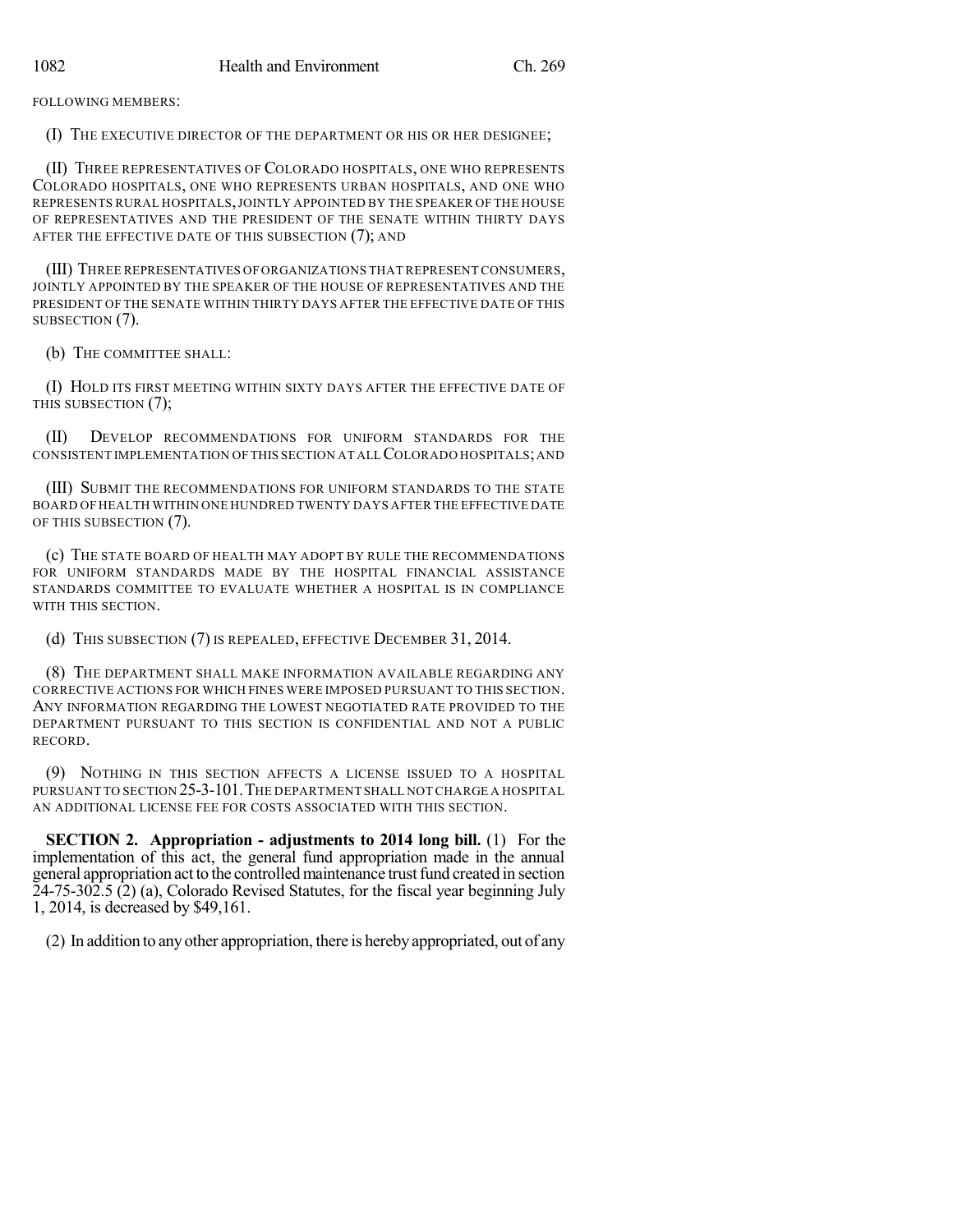FOLLOWING MEMBERS:

(I) THE EXECUTIVE DIRECTOR OF THE DEPARTMENT OR HIS OR HER DESIGNEE;

(II) THREE REPRESENTATIVES OF COLORADO HOSPITALS, ONE WHO REPRESENTS COLORADO HOSPITALS, ONE WHO REPRESENTS URBAN HOSPITALS, AND ONE WHO REPRESENTS RURAL HOSPITALS, JOINTLY APPOINTED BY THE SPEAKER OF THE HOUSE OF REPRESENTATIVES AND THE PRESIDENT OF THE SENATE WITHIN THIRTY DAYS AFTER THE EFFECTIVE DATE OF THIS SUBSECTION (7); AND

(III) THREE REPRESENTATIVES OF ORGANIZATIONS THAT REPRESENT CONSUMERS, JOINTLY APPOINTED BY THE SPEAKER OF THE HOUSE OF REPRESENTATIVES AND THE PRESIDENT OF THE SENATE WITHIN THIRTY DAYS AFTER THE EFFECTIVE DATE OF THIS SUBSECTION (7).

(b) THE COMMITTEE SHALL:

(I) HOLD ITS FIRST MEETING WITHIN SIXTY DAYS AFTER THE EFFECTIVE DATE OF THIS SUBSECTION (7);

(II) DEVELOP RECOMMENDATIONS FOR UNIFORM STANDARDS FOR THE CONSISTENT IMPLEMENTATION OF THIS SECTION AT ALL COLORADO HOSPITALS; AND

(III) SUBMIT THE RECOMMENDATIONS FOR UNIFORM STANDARDS TO THE STATE BOARD OF HEALTH WITHIN ONE HUNDRED TWENTY DAYS AFTER THE EFFECTIVE DATE OF THIS SUBSECTION (7).

(c) THE STATE BOARD OF HEALTH MAY ADOPT BY RULE THE RECOMMENDATIONS FOR UNIFORM STANDARDS MADE BY THE HOSPITAL FINANCIAL ASSISTANCE STANDARDS COMMITTEE TO EVALUATE WHETHER A HOSPITAL IS IN COMPLIANCE WITH THIS SECTION.

(d) THIS SUBSECTION (7) IS REPEALED, EFFECTIVE DECEMBER 31, 2014.

(8) THE DEPARTMENT SHALL MAKE INFORMATION AVAILABLE REGARDING ANY CORRECTIVE ACTIONS FOR WHICH FINES WERE IMPOSED PURSUANT TO THIS SECTION. ANY INFORMATION REGARDING THE LOWEST NEGOTIATED RATE PROVIDED TO THE DEPARTMENT PURSUANT TO THIS SECTION IS CONFIDENTIAL AND NOT A PUBLIC RECORD.

(9) NOTHING IN THIS SECTION AFFECTS A LICENSE ISSUED TO A HOSPITAL PURSUANT TO SECTION 25-3-101. THE DEPARTMENT SHALL NOT CHARGE A HOSPITAL AN ADDITIONAL LICENSE FEE FOR COSTS ASSOCIATED WITH THIS SECTION.

**SECTION 2. Appropriation - adjustments to 2014 long bill.** (1) For the implementation of this act, the general fund appropriation made in the annual general appropriation act to the controlled maintenance trust fund created in section 24-75-302.5 (2) (a), Colorado Revised Statutes, for the fiscal year beginning July 1, 2014, is decreased by $49,161.

(2) In addition to any other appropriation, there is hereby appropriated, out of any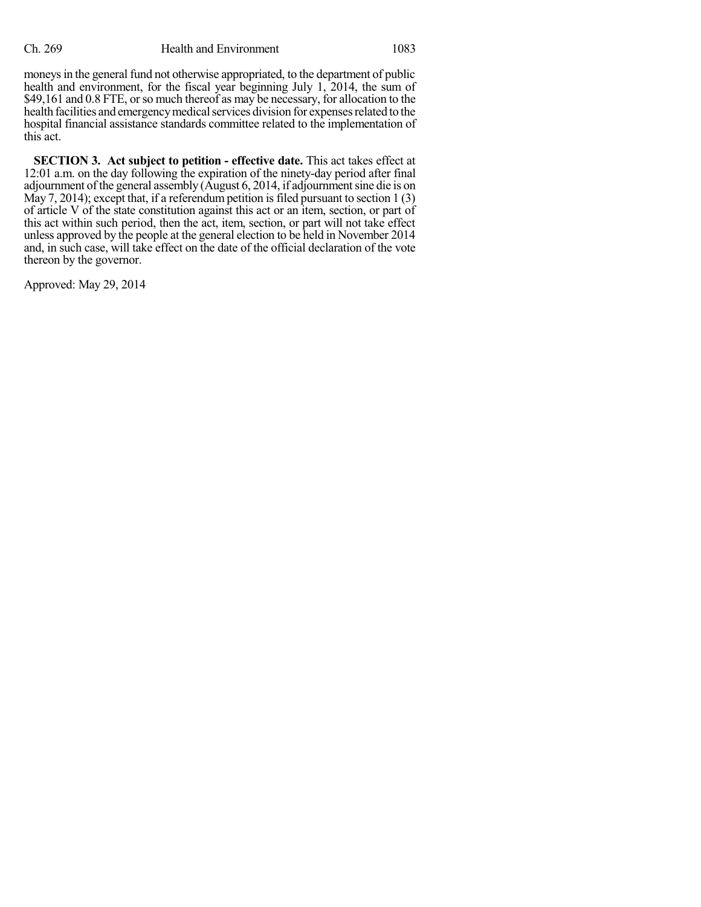moneys in the general fund not otherwise appropriated, to the department of public health and environment, for the fiscal year beginning July 1, 2014, the sum of $49,161 and 0.8 FTE, or so much thereof as may be necessary, for allocation to the health facilities and emergency medical services division for expenses related to the hospital financial assistance standards committee related to the implementation of this act.

**SECTION 3. Act subject to petition - effective date.** This act takes effect at 12:01 a.m. on the day following the expiration of the ninety-day period after final adjournment of the general assembly (August 6, 2014, if adjournment sine die is on May 7, 2014); except that, if a referendum petition is filed pursuant to section 1 (3) of article V of the state constitution against this act or an item, section, or part of this act within such period, then the act, item, section, or part will not take effect unless approved by the people at the general election to be held in November 2014 and, in such case, will take effect on the date of the official declaration of the vote thereon by the governor.

Approved: May 29, 2014